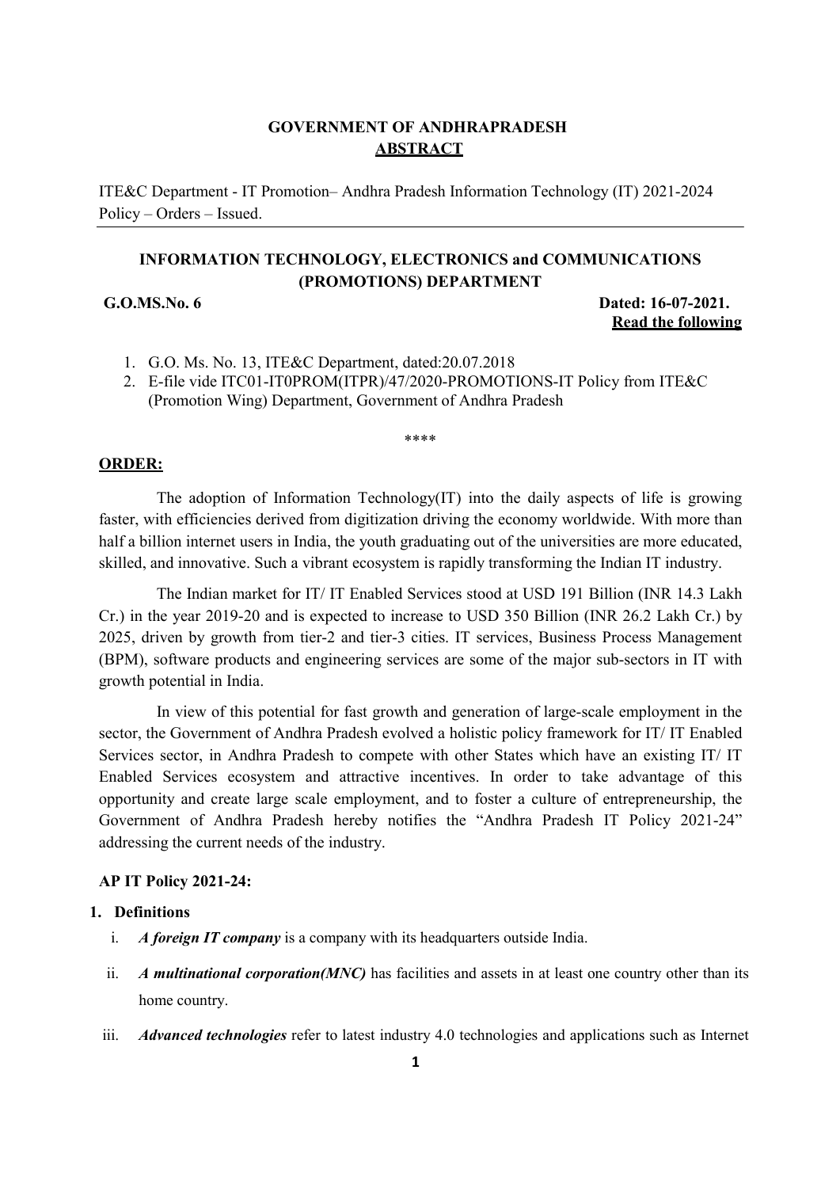**GOVERNMENT OF ANDHRAPRADESH**

**ABSTRACT**

ITE&C Department - IT Promotion– Andhra Pradesh Information Technology (IT) 2021-2024 Policy – Orders – Issued.

---

**INFORMATION TECHNOLOGY, ELECTRONICS and COMMUNICATIONS (PROMOTIONS) DEPARTMENT**

**G.O.MS.No. 6** **Dated: 16-07-2021.**

**Read the following**

1. G.O. Ms. No. 13, ITE&C Department, dated:20.07.2018
2. E-file vide ITC01-IT0PROM(ITPR)/47/2020-PROMOTIONS-IT Policy from ITE&C (Promotion Wing) Department, Government of Andhra Pradesh

\*\*\*\*

**ORDER:**

The adoption of Information Technology(IT) into the daily aspects of life is growing faster, with efficiencies derived from digitization driving the economy worldwide. With more than half a billion internet users in India, the youth graduating out of the universities are more educated, skilled, and innovative. Such a vibrant ecosystem is rapidly transforming the Indian IT industry.

The Indian market for IT/ IT Enabled Services stood at USD 191 Billion (INR 14.3 Lakh Cr.) in the year 2019-20 and is expected to increase to USD 350 Billion (INR 26.2 Lakh Cr.) by 2025, driven by growth from tier-2 and tier-3 cities. IT services, Business Process Management (BPM), software products and engineering services are some of the major sub-sectors in IT with growth potential in India.

In view of this potential for fast growth and generation of large-scale employment in the sector, the Government of Andhra Pradesh evolved a holistic policy framework for IT/ IT Enabled Services sector, in Andhra Pradesh to compete with other States which have an existing IT/ IT Enabled Services ecosystem and attractive incentives. In order to take advantage of this opportunity and create large scale employment, and to foster a culture of entrepreneurship, the Government of Andhra Pradesh hereby notifies the "Andhra Pradesh IT Policy 2021-24" addressing the current needs of the industry.

**AP IT Policy 2021-24:**

**1. Definitions**

i. ***A foreign IT company*** is a company with its headquarters outside India.

ii. ***A multinational corporation(MNC)*** has facilities and assets in at least one country other than its home country.

iii. ***Advanced technologies*** refer to latest industry 4.0 technologies and applications such as Internet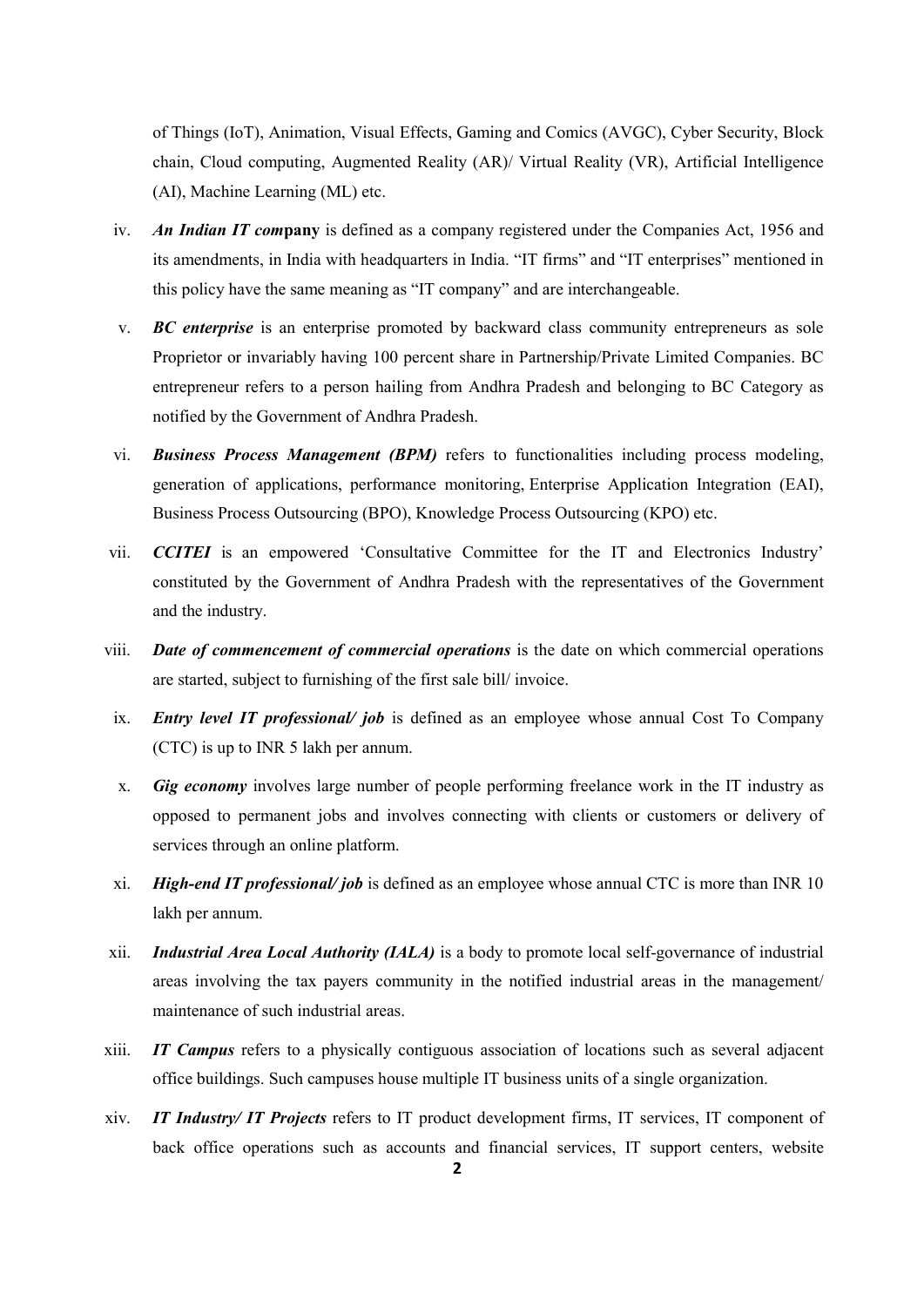of Things (IoT), Animation, Visual Effects, Gaming and Comics (AVGC), Cyber Security, Block chain, Cloud computing, Augmented Reality (AR)/ Virtual Reality (VR), Artificial Intelligence (AI), Machine Learning (ML) etc.

iv. ***An Indian IT com*pany** is defined as a company registered under the Companies Act, 1956 and its amendments, in India with headquarters in India. "IT firms" and "IT enterprises" mentioned in this policy have the same meaning as "IT company" and are interchangeable.

v. ***BC enterprise*** is an enterprise promoted by backward class community entrepreneurs as sole Proprietor or invariably having 100 percent share in Partnership/Private Limited Companies. BC entrepreneur refers to a person hailing from Andhra Pradesh and belonging to BC Category as notified by the Government of Andhra Pradesh.

vi. ***Business Process Management (BPM)*** refers to functionalities including process modeling, generation of applications, performance monitoring, Enterprise Application Integration (EAI), Business Process Outsourcing (BPO), Knowledge Process Outsourcing (KPO) etc.

vii. ***CCITEI*** is an empowered 'Consultative Committee for the IT and Electronics Industry' constituted by the Government of Andhra Pradesh with the representatives of the Government and the industry.

viii. ***Date of commencement of commercial operations*** is the date on which commercial operations are started, subject to furnishing of the first sale bill/ invoice.

ix. ***Entry level IT professional/ job*** is defined as an employee whose annual Cost To Company (CTC) is up to INR 5 lakh per annum.

x. ***Gig economy*** involves large number of people performing freelance work in the IT industry as opposed to permanent jobs and involves connecting with clients or customers or delivery of services through an online platform.

xi. ***High-end IT professional/ job*** is defined as an employee whose annual CTC is more than INR 10 lakh per annum.

xii. ***Industrial Area Local Authority (IALA)*** is a body to promote local self-governance of industrial areas involving the tax payers community in the notified industrial areas in the management/ maintenance of such industrial areas.

xiii. ***IT Campus*** refers to a physically contiguous association of locations such as several adjacent office buildings. Such campuses house multiple IT business units of a single organization.

xiv. ***IT Industry/ IT Projects*** refers to IT product development firms, IT services, IT component of back office operations such as accounts and financial services, IT support centers, website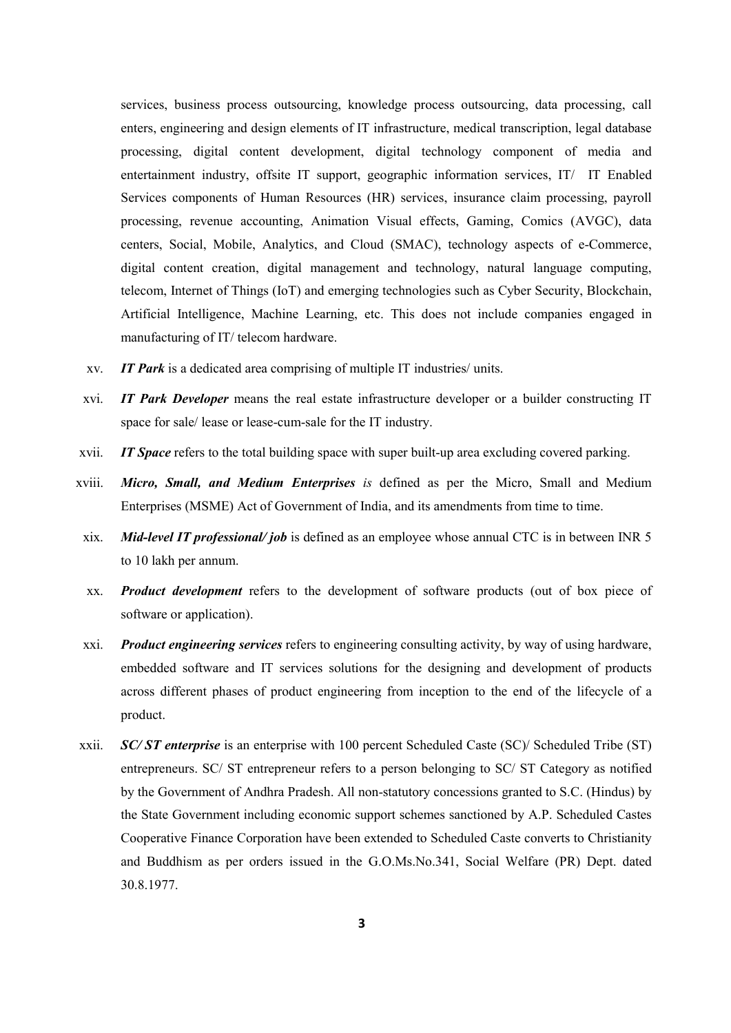services, business process outsourcing, knowledge process outsourcing, data processing, call enters, engineering and design elements of IT infrastructure, medical transcription, legal database processing, digital content development, digital technology component of media and entertainment industry, offsite IT support, geographic information services, IT/ IT Enabled Services components of Human Resources (HR) services, insurance claim processing, payroll processing, revenue accounting, Animation Visual effects, Gaming, Comics (AVGC), data centers, Social, Mobile, Analytics, and Cloud (SMAC), technology aspects of e-Commerce, digital content creation, digital management and technology, natural language computing, telecom, Internet of Things (IoT) and emerging technologies such as Cyber Security, Blockchain, Artificial Intelligence, Machine Learning, etc. This does not include companies engaged in manufacturing of IT/ telecom hardware.

xv. ***IT Park*** is a dedicated area comprising of multiple IT industries/ units.

xvi. ***IT Park Developer*** means the real estate infrastructure developer or a builder constructing IT space for sale/ lease or lease-cum-sale for the IT industry.

xvii. ***IT Space*** refers to the total building space with super built-up area excluding covered parking.

xviii. ***Micro, Small, and Medium Enterprises*** *is* defined as per the Micro, Small and Medium Enterprises (MSME) Act of Government of India, and its amendments from time to time.

xix. ***Mid-level IT professional/ job*** is defined as an employee whose annual CTC is in between INR 5 to 10 lakh per annum.

xx. ***Product development*** refers to the development of software products (out of box piece of software or application).

xxi. ***Product engineering services*** refers to engineering consulting activity, by way of using hardware, embedded software and IT services solutions for the designing and development of products across different phases of product engineering from inception to the end of the lifecycle of a product.

xxii. ***SC/ ST enterprise*** is an enterprise with 100 percent Scheduled Caste (SC)/ Scheduled Tribe (ST) entrepreneurs. SC/ ST entrepreneur refers to a person belonging to SC/ ST Category as notified by the Government of Andhra Pradesh. All non-statutory concessions granted to S.C. (Hindus) by the State Government including economic support schemes sanctioned by A.P. Scheduled Castes Cooperative Finance Corporation have been extended to Scheduled Caste converts to Christianity and Buddhism as per orders issued in the G.O.Ms.No.341, Social Welfare (PR) Dept. dated 30.8.1977.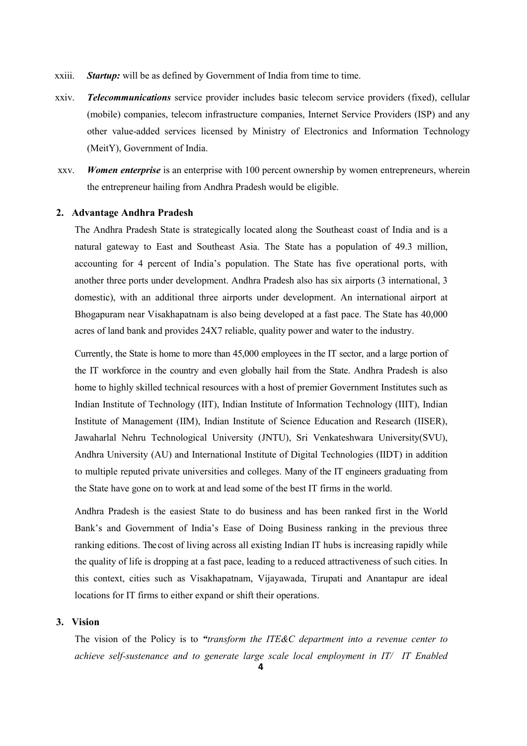xxiii. ***Startup:*** will be as defined by Government of India from time to time.

xxiv. ***Telecommunications*** service provider includes basic telecom service providers (fixed), cellular (mobile) companies, telecom infrastructure companies, Internet Service Providers (ISP) and any other value-added services licensed by Ministry of Electronics and Information Technology (MeitY), Government of India.

xxv. ***Women enterprise*** is an enterprise with 100 percent ownership by women entrepreneurs, wherein the entrepreneur hailing from Andhra Pradesh would be eligible.

## 2. Advantage Andhra Pradesh

The Andhra Pradesh State is strategically located along the Southeast coast of India and is a natural gateway to East and Southeast Asia. The State has a population of 49.3 million, accounting for 4 percent of India's population. The State has five operational ports, with another three ports under development. Andhra Pradesh also has six airports (3 international, 3 domestic), with an additional three airports under development. An international airport at Bhogapuram near Visakhapatnam is also being developed at a fast pace. The State has 40,000 acres of land bank and provides 24X7 reliable, quality power and water to the industry.

Currently, the State is home to more than 45,000 employees in the IT sector, and a large portion of the IT workforce in the country and even globally hail from the State. Andhra Pradesh is also home to highly skilled technical resources with a host of premier Government Institutes such as Indian Institute of Technology (IIT), Indian Institute of Information Technology (IIIT), Indian Institute of Management (IIM), Indian Institute of Science Education and Research (IISER), Jawaharlal Nehru Technological University (JNTU), Sri Venkateshwara University(SVU), Andhra University (AU) and International Institute of Digital Technologies (IIDT) in addition to multiple reputed private universities and colleges. Many of the IT engineers graduating from the State have gone on to work at and lead some of the best IT firms in the world.

Andhra Pradesh is the easiest State to do business and has been ranked first in the World Bank's and Government of India's Ease of Doing Business ranking in the previous three ranking editions. The cost of living across all existing Indian IT hubs is increasing rapidly while the quality of life is dropping at a fast pace, leading to a reduced attractiveness of such cities. In this context, cities such as Visakhapatnam, Vijayawada, Tirupati and Anantapur are ideal locations for IT firms to either expand or shift their operations.

## 3. Vision

The vision of the Policy is to ***"****transform the ITE&C department into a revenue center to achieve self-sustenance and to generate large scale local employment in IT/ IT Enabled*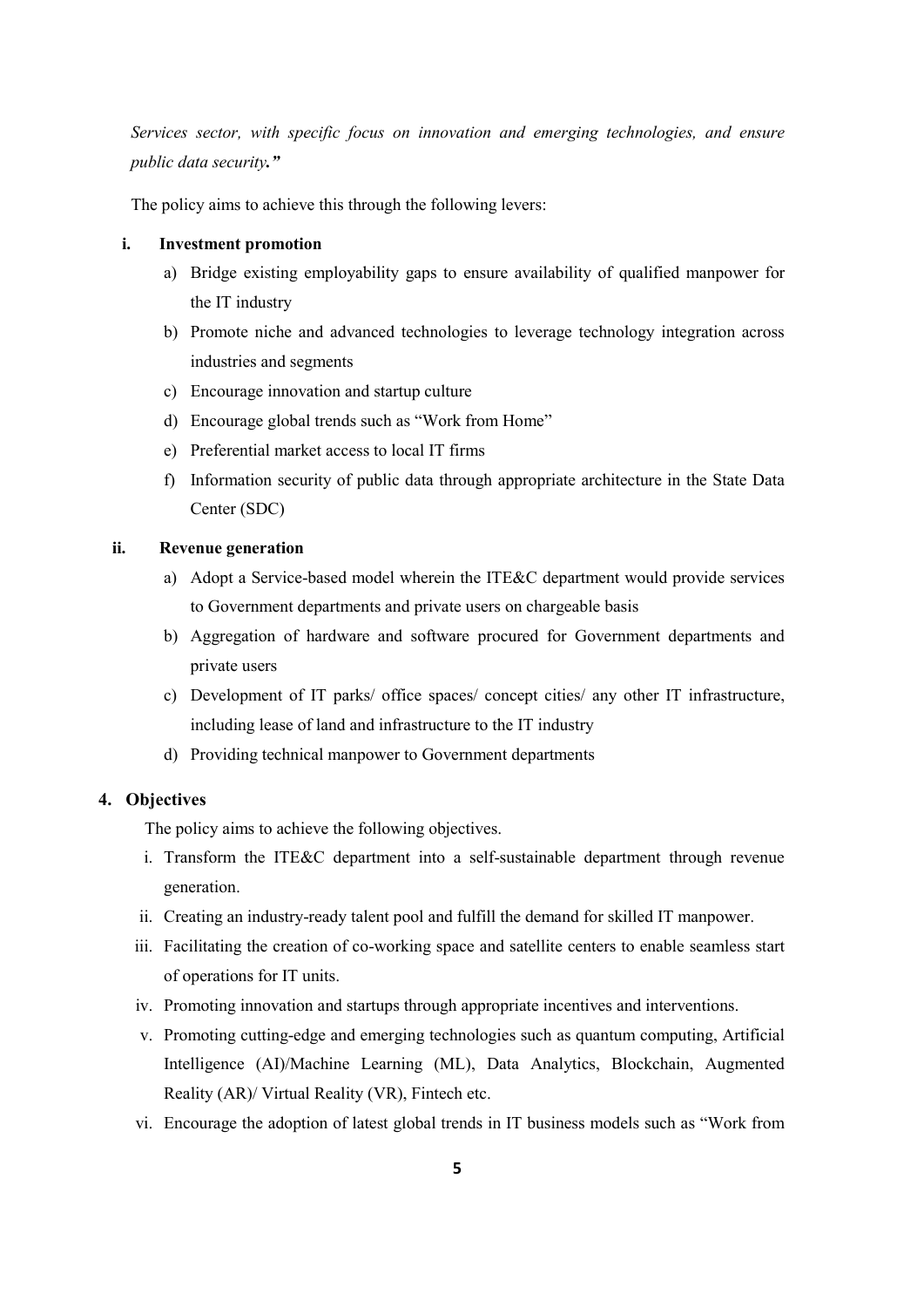*Services sector, with specific focus on innovation and emerging technologies, and ensure public data security.”*

The policy aims to achieve this through the following levers:

**i. Investment promotion**

a) Bridge existing employability gaps to ensure availability of qualified manpower for the IT industry

b) Promote niche and advanced technologies to leverage technology integration across industries and segments

c) Encourage innovation and startup culture

d) Encourage global trends such as “Work from Home”

e) Preferential market access to local IT firms

f) Information security of public data through appropriate architecture in the State Data Center (SDC)

**ii. Revenue generation**

a) Adopt a Service-based model wherein the ITE&C department would provide services to Government departments and private users on chargeable basis

b) Aggregation of hardware and software procured for Government departments and private users

c) Development of IT parks/ office spaces/ concept cities/ any other IT infrastructure, including lease of land and infrastructure to the IT industry

d) Providing technical manpower to Government departments

## 4. Objectives

The policy aims to achieve the following objectives.

i. Transform the ITE&C department into a self-sustainable department through revenue generation.

ii. Creating an industry-ready talent pool and fulfill the demand for skilled IT manpower.

iii. Facilitating the creation of co-working space and satellite centers to enable seamless start of operations for IT units.

iv. Promoting innovation and startups through appropriate incentives and interventions.

v. Promoting cutting-edge and emerging technologies such as quantum computing, Artificial Intelligence (AI)/Machine Learning (ML), Data Analytics, Blockchain, Augmented Reality (AR)/ Virtual Reality (VR), Fintech etc.

vi. Encourage the adoption of latest global trends in IT business models such as “Work from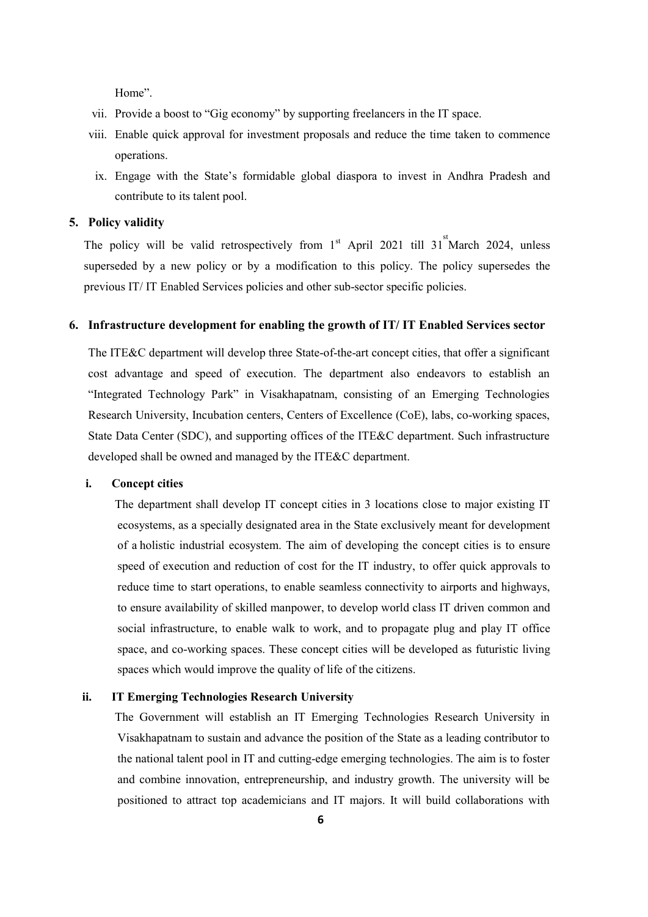Home".

vii. Provide a boost to "Gig economy" by supporting freelancers in the IT space.

viii. Enable quick approval for investment proposals and reduce the time taken to commence operations.

ix. Engage with the State's formidable global diaspora to invest in Andhra Pradesh and contribute to its talent pool.

## 5. Policy validity

The policy will be valid retrospectively from 1st April 2021 till 31st March 2024, unless superseded by a new policy or by a modification to this policy. The policy supersedes the previous IT/ IT Enabled Services policies and other sub-sector specific policies.

## 6. Infrastructure development for enabling the growth of IT/ IT Enabled Services sector

The ITE&C department will develop three State-of-the-art concept cities, that offer a significant cost advantage and speed of execution. The department also endeavors to establish an "Integrated Technology Park" in Visakhapatnam, consisting of an Emerging Technologies Research University, Incubation centers, Centers of Excellence (CoE), labs, co-working spaces, State Data Center (SDC), and supporting offices of the ITE&C department. Such infrastructure developed shall be owned and managed by the ITE&C department.

### i. Concept cities

The department shall develop IT concept cities in 3 locations close to major existing IT ecosystems, as a specially designated area in the State exclusively meant for development of a holistic industrial ecosystem. The aim of developing the concept cities is to ensure speed of execution and reduction of cost for the IT industry, to offer quick approvals to reduce time to start operations, to enable seamless connectivity to airports and highways, to ensure availability of skilled manpower, to develop world class IT driven common and social infrastructure, to enable walk to work, and to propagate plug and play IT office space, and co-working spaces. These concept cities will be developed as futuristic living spaces which would improve the quality of life of the citizens.

### ii. IT Emerging Technologies Research University

The Government will establish an IT Emerging Technologies Research University in Visakhapatnam to sustain and advance the position of the State as a leading contributor to the national talent pool in IT and cutting-edge emerging technologies. The aim is to foster and combine innovation, entrepreneurship, and industry growth. The university will be positioned to attract top academicians and IT majors. It will build collaborations with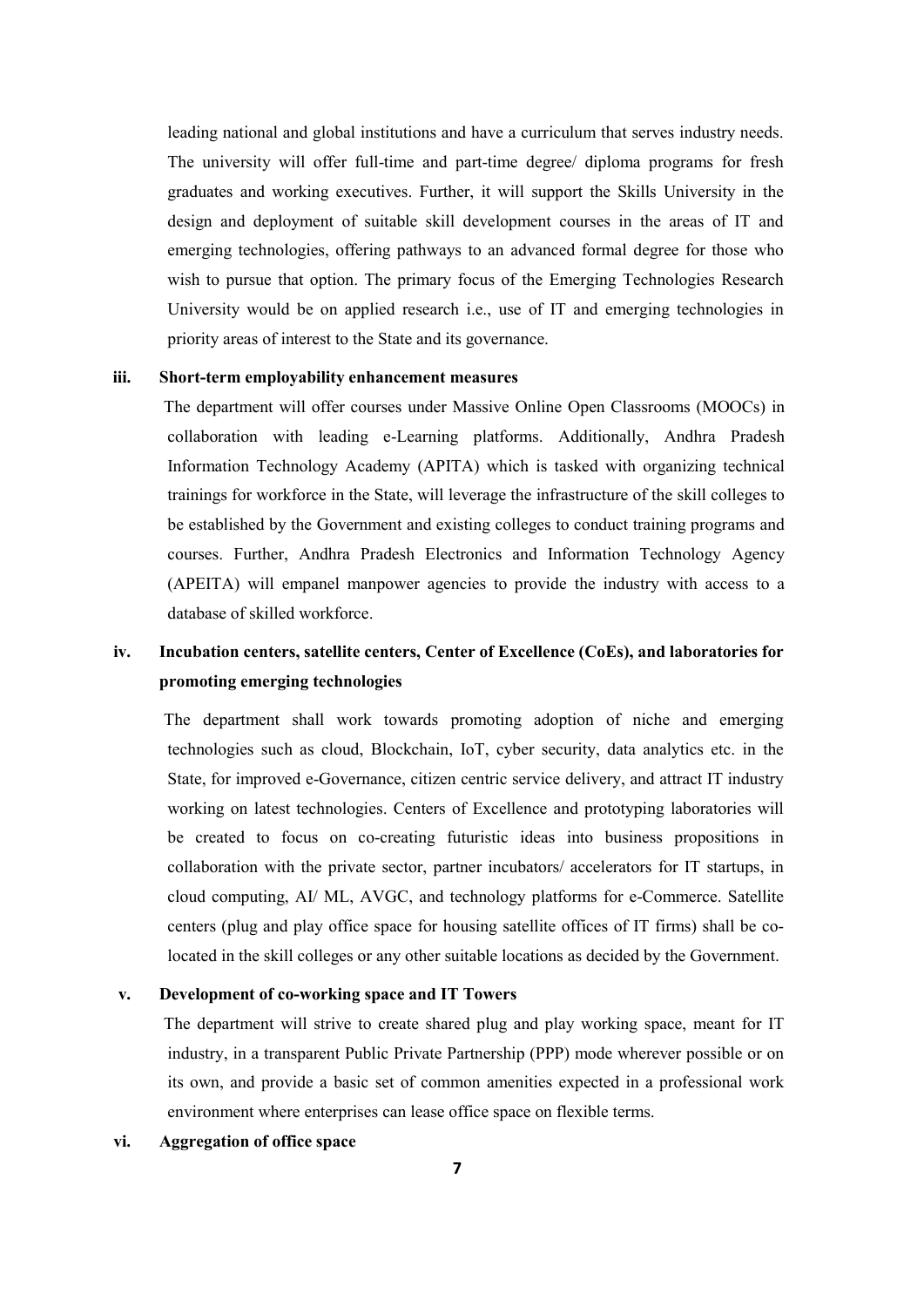leading national and global institutions and have a curriculum that serves industry needs. The university will offer full-time and part-time degree/ diploma programs for fresh graduates and working executives. Further, it will support the Skills University in the design and deployment of suitable skill development courses in the areas of IT and emerging technologies, offering pathways to an advanced formal degree for those who wish to pursue that option. The primary focus of the Emerging Technologies Research University would be on applied research i.e., use of IT and emerging technologies in priority areas of interest to the State and its governance.

**iii. Short-term employability enhancement measures**

The department will offer courses under Massive Online Open Classrooms (MOOCs) in collaboration with leading e-Learning platforms. Additionally, Andhra Pradesh Information Technology Academy (APITA) which is tasked with organizing technical trainings for workforce in the State, will leverage the infrastructure of the skill colleges to be established by the Government and existing colleges to conduct training programs and courses. Further, Andhra Pradesh Electronics and Information Technology Agency (APEITA) will empanel manpower agencies to provide the industry with access to a database of skilled workforce.

**iv. Incubation centers, satellite centers, Center of Excellence (CoEs), and laboratories for promoting emerging technologies**

The department shall work towards promoting adoption of niche and emerging technologies such as cloud, Blockchain, IoT, cyber security, data analytics etc. in the State, for improved e-Governance, citizen centric service delivery, and attract IT industry working on latest technologies. Centers of Excellence and prototyping laboratories will be created to focus on co-creating futuristic ideas into business propositions in collaboration with the private sector, partner incubators/ accelerators for IT startups, in cloud computing, AI/ ML, AVGC, and technology platforms for e-Commerce. Satellite centers (plug and play office space for housing satellite offices of IT firms) shall be co-located in the skill colleges or any other suitable locations as decided by the Government.

**v. Development of co-working space and IT Towers**

The department will strive to create shared plug and play working space, meant for IT industry, in a transparent Public Private Partnership (PPP) mode wherever possible or on its own, and provide a basic set of common amenities expected in a professional work environment where enterprises can lease office space on flexible terms.

**vi. Aggregation of office space**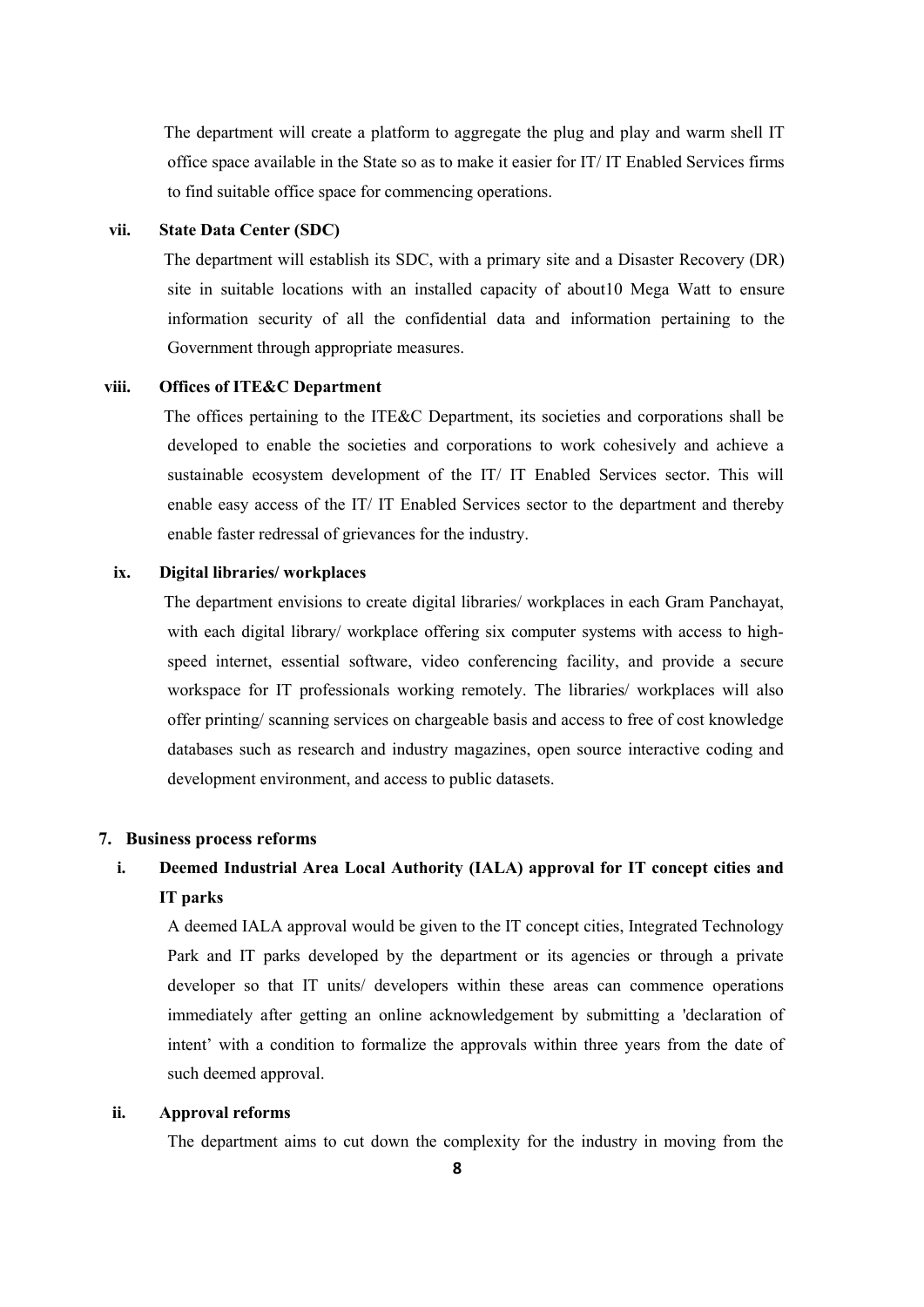The department will create a platform to aggregate the plug and play and warm shell IT office space available in the State so as to make it easier for IT/ IT Enabled Services firms to find suitable office space for commencing operations.

**vii. State Data Center (SDC)**

The department will establish its SDC, with a primary site and a Disaster Recovery (DR) site in suitable locations with an installed capacity of about10 Mega Watt to ensure information security of all the confidential data and information pertaining to the Government through appropriate measures.

**viii. Offices of ITE&C Department**

The offices pertaining to the ITE&C Department, its societies and corporations shall be developed to enable the societies and corporations to work cohesively and achieve a sustainable ecosystem development of the IT/ IT Enabled Services sector. This will enable easy access of the IT/ IT Enabled Services sector to the department and thereby enable faster redressal of grievances for the industry.

**ix. Digital libraries/ workplaces**

The department envisions to create digital libraries/ workplaces in each Gram Panchayat, with each digital library/ workplace offering six computer systems with access to high-speed internet, essential software, video conferencing facility, and provide a secure workspace for IT professionals working remotely. The libraries/ workplaces will also offer printing/ scanning services on chargeable basis and access to free of cost knowledge databases such as research and industry magazines, open source interactive coding and development environment, and access to public datasets.

**7. Business process reforms**

**i. Deemed Industrial Area Local Authority (IALA) approval for IT concept cities and IT parks**

A deemed IALA approval would be given to the IT concept cities, Integrated Technology Park and IT parks developed by the department or its agencies or through a private developer so that IT units/ developers within these areas can commence operations immediately after getting an online acknowledgement by submitting a 'declaration of intent' with a condition to formalize the approvals within three years from the date of such deemed approval.

**ii. Approval reforms**

The department aims to cut down the complexity for the industry in moving from the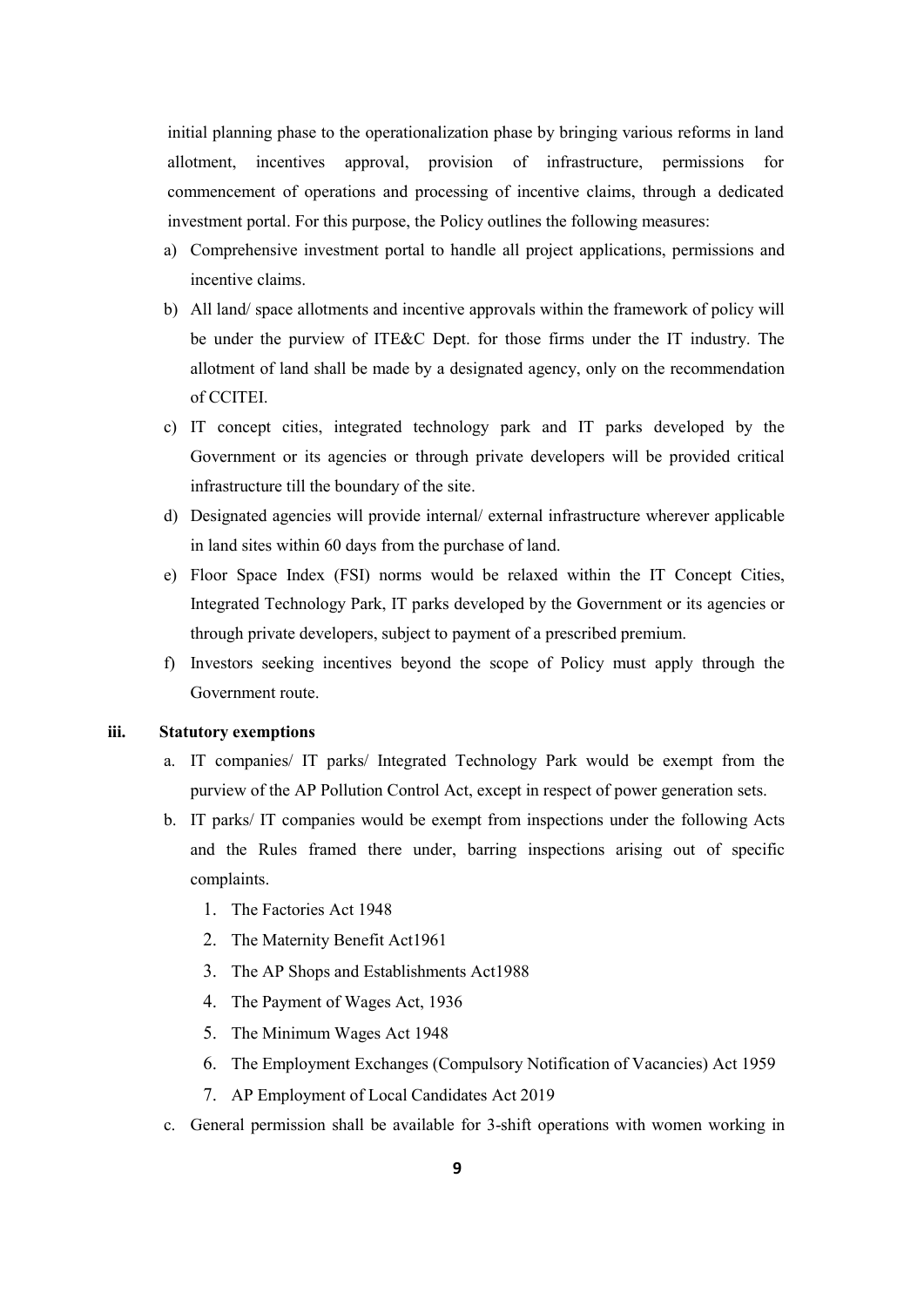initial planning phase to the operationalization phase by bringing various reforms in land allotment, incentives approval, provision of infrastructure, permissions for commencement of operations and processing of incentive claims, through a dedicated investment portal. For this purpose, the Policy outlines the following measures:

a) Comprehensive investment portal to handle all project applications, permissions and incentive claims.
b) All land/ space allotments and incentive approvals within the framework of policy will be under the purview of ITE&C Dept. for those firms under the IT industry. The allotment of land shall be made by a designated agency, only on the recommendation of CCITEI.
c) IT concept cities, integrated technology park and IT parks developed by the Government or its agencies or through private developers will be provided critical infrastructure till the boundary of the site.
d) Designated agencies will provide internal/ external infrastructure wherever applicable in land sites within 60 days from the purchase of land.
e) Floor Space Index (FSI) norms would be relaxed within the IT Concept Cities, Integrated Technology Park, IT parks developed by the Government or its agencies or through private developers, subject to payment of a prescribed premium.
f) Investors seeking incentives beyond the scope of Policy must apply through the Government route.

**iii. Statutory exemptions**

a. IT companies/ IT parks/ Integrated Technology Park would be exempt from the purview of the AP Pollution Control Act, except in respect of power generation sets.
b. IT parks/ IT companies would be exempt from inspections under the following Acts and the Rules framed there under, barring inspections arising out of specific complaints.
   1. The Factories Act 1948
   2. The Maternity Benefit Act1961
   3. The AP Shops and Establishments Act1988
   4. The Payment of Wages Act, 1936
   5. The Minimum Wages Act 1948
   6. The Employment Exchanges (Compulsory Notification of Vacancies) Act 1959
   7. AP Employment of Local Candidates Act 2019
c. General permission shall be available for 3-shift operations with women working in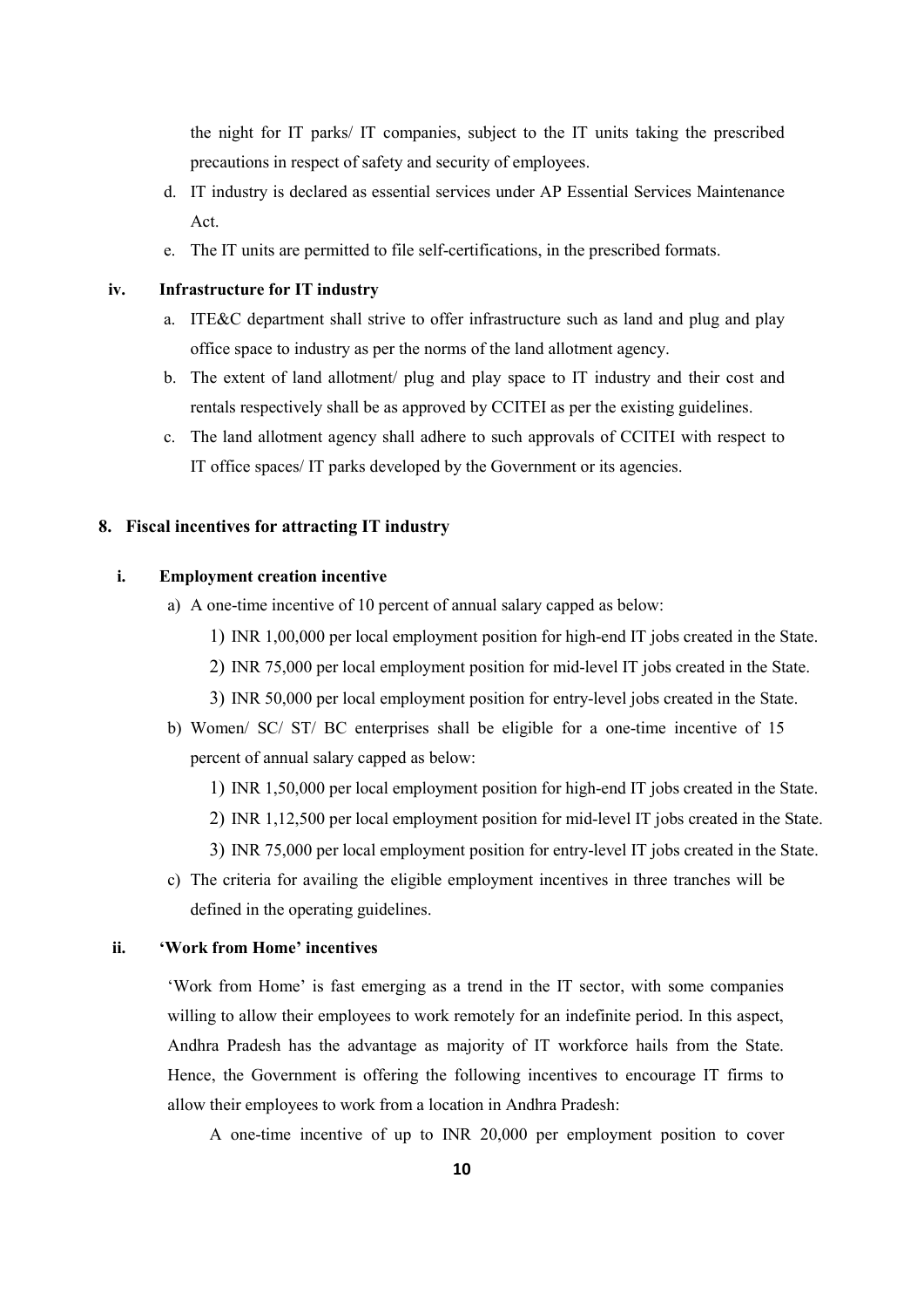the night for IT parks/ IT companies, subject to the IT units taking the prescribed precautions in respect of safety and security of employees.

d. IT industry is declared as essential services under AP Essential Services Maintenance Act.

e. The IT units are permitted to file self-certifications, in the prescribed formats.

**iv. Infrastructure for IT industry**

a. ITE&C department shall strive to offer infrastructure such as land and plug and play office space to industry as per the norms of the land allotment agency.

b. The extent of land allotment/ plug and play space to IT industry and their cost and rentals respectively shall be as approved by CCITEI as per the existing guidelines.

c. The land allotment agency shall adhere to such approvals of CCITEI with respect to IT office spaces/ IT parks developed by the Government or its agencies.

## 8. Fiscal incentives for attracting IT industry

**i. Employment creation incentive**

a) A one-time incentive of 10 percent of annual salary capped as below:

1) INR 1,00,000 per local employment position for high-end IT jobs created in the State.
2) INR 75,000 per local employment position for mid-level IT jobs created in the State.
3) INR 50,000 per local employment position for entry-level jobs created in the State.

b) Women/ SC/ ST/ BC enterprises shall be eligible for a one-time incentive of 15 percent of annual salary capped as below:

1) INR 1,50,000 per local employment position for high-end IT jobs created in the State.
2) INR 1,12,500 per local employment position for mid-level IT jobs created in the State.
3) INR 75,000 per local employment position for entry-level IT jobs created in the State.

c) The criteria for availing the eligible employment incentives in three tranches will be defined in the operating guidelines.

**ii. 'Work from Home' incentives**

'Work from Home' is fast emerging as a trend in the IT sector, with some companies willing to allow their employees to work remotely for an indefinite period. In this aspect, Andhra Pradesh has the advantage as majority of IT workforce hails from the State. Hence, the Government is offering the following incentives to encourage IT firms to allow their employees to work from a location in Andhra Pradesh:

A one-time incentive of up to INR 20,000 per employment position to cover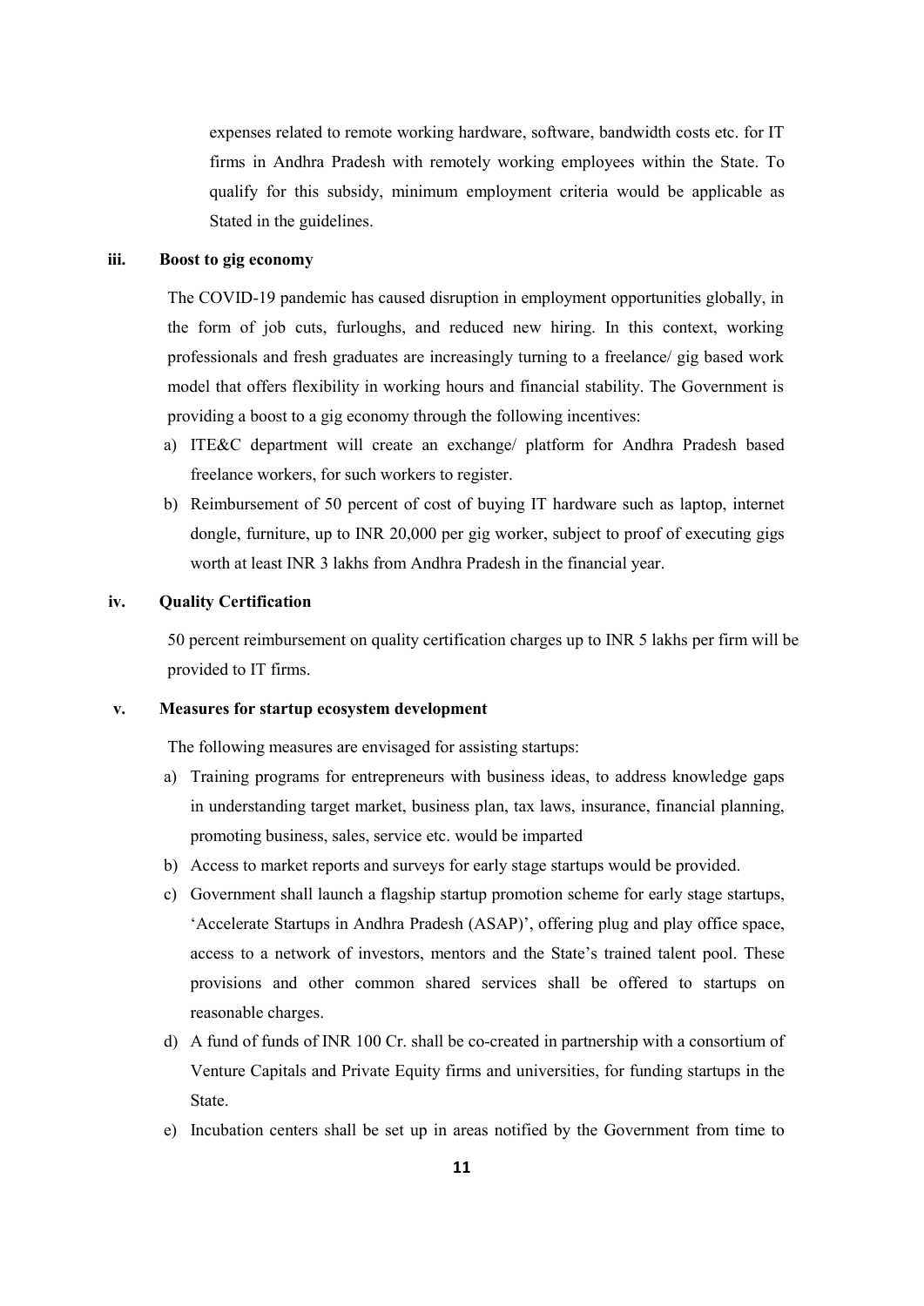expenses related to remote working hardware, software, bandwidth costs etc. for IT firms in Andhra Pradesh with remotely working employees within the State. To qualify for this subsidy, minimum employment criteria would be applicable as Stated in the guidelines.

**iii. Boost to gig economy**

The COVID-19 pandemic has caused disruption in employment opportunities globally, in the form of job cuts, furloughs, and reduced new hiring. In this context, working professionals and fresh graduates are increasingly turning to a freelance/ gig based work model that offers flexibility in working hours and financial stability. The Government is providing a boost to a gig economy through the following incentives:

a) ITE&C department will create an exchange/ platform for Andhra Pradesh based freelance workers, for such workers to register.

b) Reimbursement of 50 percent of cost of buying IT hardware such as laptop, internet dongle, furniture, up to INR 20,000 per gig worker, subject to proof of executing gigs worth at least INR 3 lakhs from Andhra Pradesh in the financial year.

**iv. Quality Certification**

50 percent reimbursement on quality certification charges up to INR 5 lakhs per firm will be provided to IT firms.

**v. Measures for startup ecosystem development**

The following measures are envisaged for assisting startups:

a) Training programs for entrepreneurs with business ideas, to address knowledge gaps in understanding target market, business plan, tax laws, insurance, financial planning, promoting business, sales, service etc. would be imparted

b) Access to market reports and surveys for early stage startups would be provided.

c) Government shall launch a flagship startup promotion scheme for early stage startups, 'Accelerate Startups in Andhra Pradesh (ASAP)', offering plug and play office space, access to a network of investors, mentors and the State's trained talent pool. These provisions and other common shared services shall be offered to startups on reasonable charges.

d) A fund of funds of INR 100 Cr. shall be co-created in partnership with a consortium of Venture Capitals and Private Equity firms and universities, for funding startups in the State.

e) Incubation centers shall be set up in areas notified by the Government from time to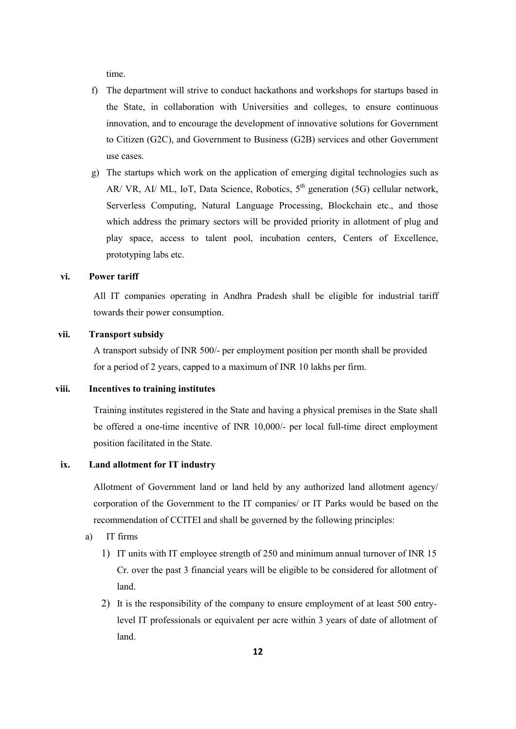time.

f) The department will strive to conduct hackathons and workshops for startups based in the State, in collaboration with Universities and colleges, to ensure continuous innovation, and to encourage the development of innovative solutions for Government to Citizen (G2C), and Government to Business (G2B) services and other Government use cases.

g) The startups which work on the application of emerging digital technologies such as AR/ VR, AI/ ML, IoT, Data Science, Robotics, 5th generation (5G) cellular network, Serverless Computing, Natural Language Processing, Blockchain etc., and those which address the primary sectors will be provided priority in allotment of plug and play space, access to talent pool, incubation centers, Centers of Excellence, prototyping labs etc.

**vi. Power tariff**

All IT companies operating in Andhra Pradesh shall be eligible for industrial tariff towards their power consumption.

**vii. Transport subsidy**

A transport subsidy of INR 500/- per employment position per month shall be provided for a period of 2 years, capped to a maximum of INR 10 lakhs per firm.

**viii. Incentives to training institutes**

Training institutes registered in the State and having a physical premises in the State shall be offered a one-time incentive of INR 10,000/- per local full-time direct employment position facilitated in the State.

**ix. Land allotment for IT industry**

Allotment of Government land or land held by any authorized land allotment agency/ corporation of the Government to the IT companies/ or IT Parks would be based on the recommendation of CCITEI and shall be governed by the following principles:

a) IT firms

1) IT units with IT employee strength of 250 and minimum annual turnover of INR 15 Cr. over the past 3 financial years will be eligible to be considered for allotment of land.

2) It is the responsibility of the company to ensure employment of at least 500 entry-level IT professionals or equivalent per acre within 3 years of date of allotment of land.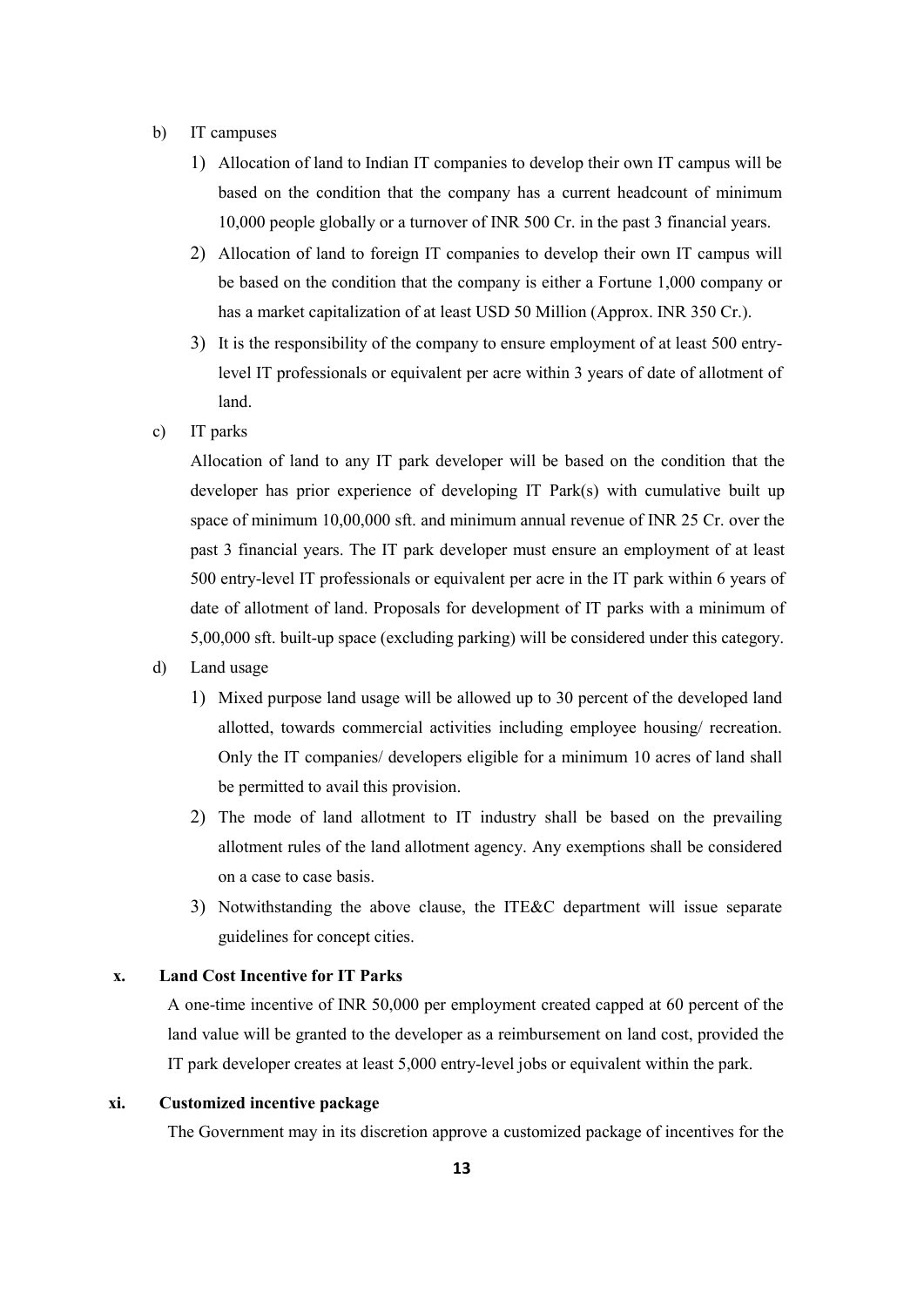b) IT campuses

1) Allocation of land to Indian IT companies to develop their own IT campus will be based on the condition that the company has a current headcount of minimum 10,000 people globally or a turnover of INR 500 Cr. in the past 3 financial years.

2) Allocation of land to foreign IT companies to develop their own IT campus will be based on the condition that the company is either a Fortune 1,000 company or has a market capitalization of at least USD 50 Million (Approx. INR 350 Cr.).

3) It is the responsibility of the company to ensure employment of at least 500 entry-level IT professionals or equivalent per acre within 3 years of date of allotment of land.

c) IT parks

Allocation of land to any IT park developer will be based on the condition that the developer has prior experience of developing IT Park(s) with cumulative built up space of minimum 10,00,000 sft. and minimum annual revenue of INR 25 Cr. over the past 3 financial years. The IT park developer must ensure an employment of at least 500 entry-level IT professionals or equivalent per acre in the IT park within 6 years of date of allotment of land. Proposals for development of IT parks with a minimum of 5,00,000 sft. built-up space (excluding parking) will be considered under this category.

d) Land usage

1) Mixed purpose land usage will be allowed up to 30 percent of the developed land allotted, towards commercial activities including employee housing/ recreation. Only the IT companies/ developers eligible for a minimum 10 acres of land shall be permitted to avail this provision.

2) The mode of land allotment to IT industry shall be based on the prevailing allotment rules of the land allotment agency. Any exemptions shall be considered on a case to case basis.

3) Notwithstanding the above clause, the ITE&C department will issue separate guidelines for concept cities.

**x. Land Cost Incentive for IT Parks**

A one-time incentive of INR 50,000 per employment created capped at 60 percent of the land value will be granted to the developer as a reimbursement on land cost, provided the IT park developer creates at least 5,000 entry-level jobs or equivalent within the park.

**xi. Customized incentive package**

The Government may in its discretion approve a customized package of incentives for the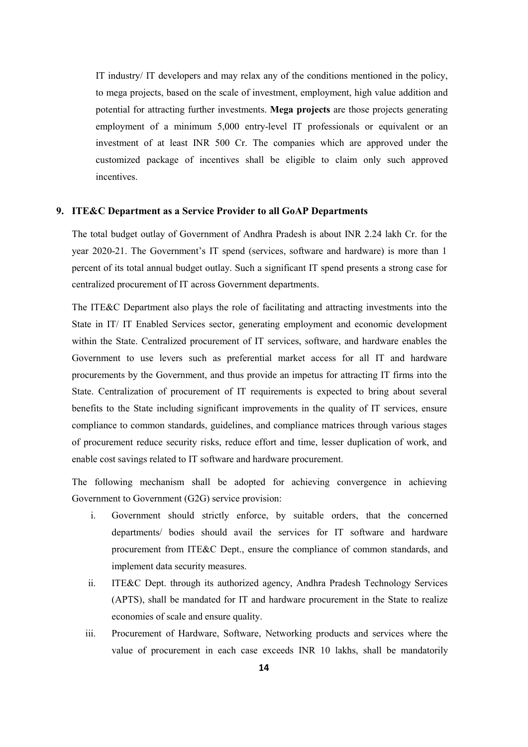IT industry/ IT developers and may relax any of the conditions mentioned in the policy, to mega projects, based on the scale of investment, employment, high value addition and potential for attracting further investments. **Mega projects** are those projects generating employment of a minimum 5,000 entry-level IT professionals or equivalent or an investment of at least INR 500 Cr. The companies which are approved under the customized package of incentives shall be eligible to claim only such approved incentives.

## 9. ITE&C Department as a Service Provider to all GoAP Departments

The total budget outlay of Government of Andhra Pradesh is about INR 2.24 lakh Cr. for the year 2020-21. The Government's IT spend (services, software and hardware) is more than 1 percent of its total annual budget outlay. Such a significant IT spend presents a strong case for centralized procurement of IT across Government departments.

The ITE&C Department also plays the role of facilitating and attracting investments into the State in IT/ IT Enabled Services sector, generating employment and economic development within the State. Centralized procurement of IT services, software, and hardware enables the Government to use levers such as preferential market access for all IT and hardware procurements by the Government, and thus provide an impetus for attracting IT firms into the State. Centralization of procurement of IT requirements is expected to bring about several benefits to the State including significant improvements in the quality of IT services, ensure compliance to common standards, guidelines, and compliance matrices through various stages of procurement reduce security risks, reduce effort and time, lesser duplication of work, and enable cost savings related to IT software and hardware procurement.

The following mechanism shall be adopted for achieving convergence in achieving Government to Government (G2G) service provision:

i. Government should strictly enforce, by suitable orders, that the concerned departments/ bodies should avail the services for IT software and hardware procurement from ITE&C Dept., ensure the compliance of common standards, and implement data security measures.

ii. ITE&C Dept. through its authorized agency, Andhra Pradesh Technology Services (APTS), shall be mandated for IT and hardware procurement in the State to realize economies of scale and ensure quality.

iii. Procurement of Hardware, Software, Networking products and services where the value of procurement in each case exceeds INR 10 lakhs, shall be mandatorily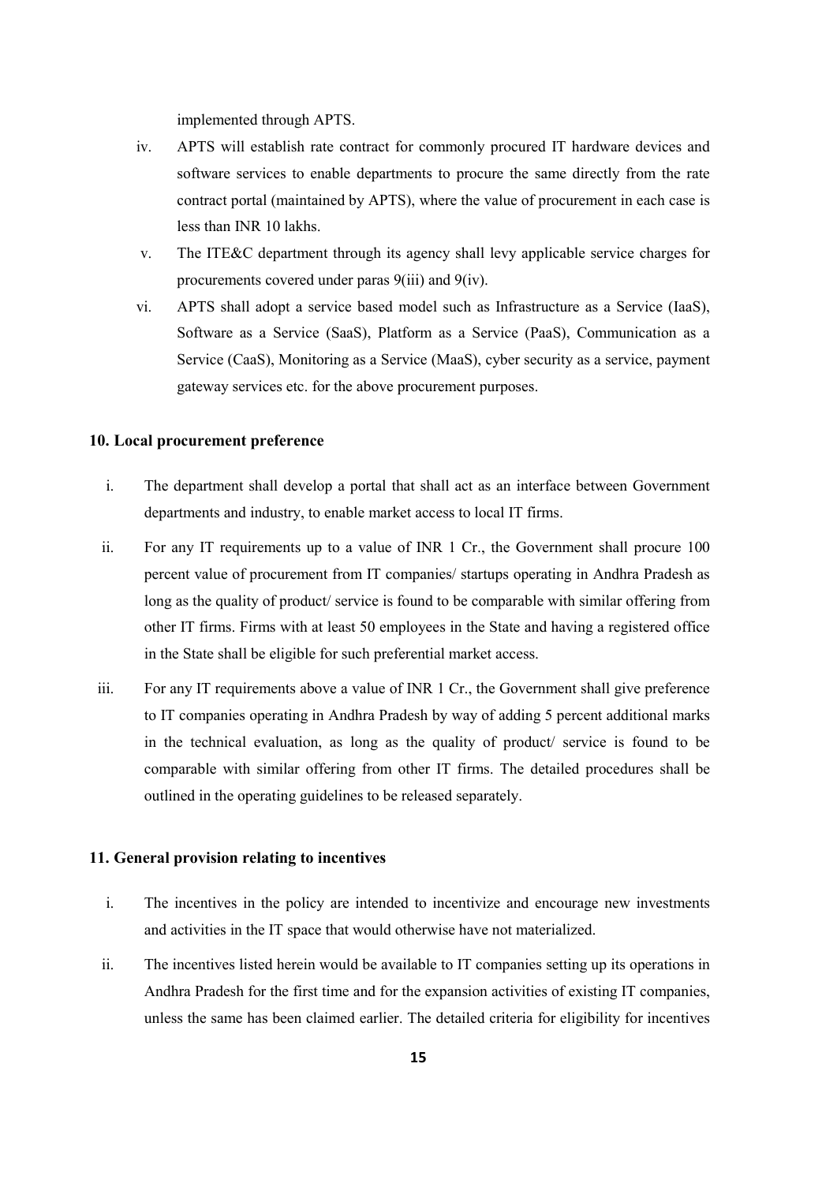implemented through APTS.

iv. APTS will establish rate contract for commonly procured IT hardware devices and software services to enable departments to procure the same directly from the rate contract portal (maintained by APTS), where the value of procurement in each case is less than INR 10 lakhs.

v. The ITE&C department through its agency shall levy applicable service charges for procurements covered under paras 9(iii) and 9(iv).

vi. APTS shall adopt a service based model such as Infrastructure as a Service (IaaS), Software as a Service (SaaS), Platform as a Service (PaaS), Communication as a Service (CaaS), Monitoring as a Service (MaaS), cyber security as a service, payment gateway services etc. for the above procurement purposes.

### 10. Local procurement preference

i. The department shall develop a portal that shall act as an interface between Government departments and industry, to enable market access to local IT firms.

ii. For any IT requirements up to a value of INR 1 Cr., the Government shall procure 100 percent value of procurement from IT companies/ startups operating in Andhra Pradesh as long as the quality of product/ service is found to be comparable with similar offering from other IT firms. Firms with at least 50 employees in the State and having a registered office in the State shall be eligible for such preferential market access.

iii. For any IT requirements above a value of INR 1 Cr., the Government shall give preference to IT companies operating in Andhra Pradesh by way of adding 5 percent additional marks in the technical evaluation, as long as the quality of product/ service is found to be comparable with similar offering from other IT firms. The detailed procedures shall be outlined in the operating guidelines to be released separately.

### 11. General provision relating to incentives

i. The incentives in the policy are intended to incentivize and encourage new investments and activities in the IT space that would otherwise have not materialized.

ii. The incentives listed herein would be available to IT companies setting up its operations in Andhra Pradesh for the first time and for the expansion activities of existing IT companies, unless the same has been claimed earlier. The detailed criteria for eligibility for incentives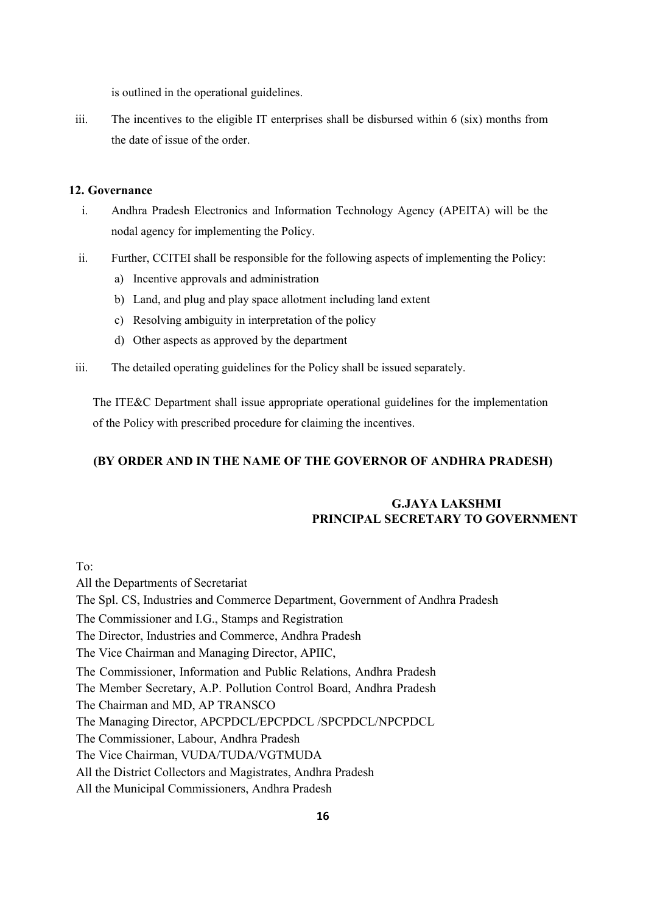is outlined in the operational guidelines.

iii. The incentives to the eligible IT enterprises shall be disbursed within 6 (six) months from the date of issue of the order.

## 12. Governance

i. Andhra Pradesh Electronics and Information Technology Agency (APEITA) will be the nodal agency for implementing the Policy.

ii. Further, CCITEI shall be responsible for the following aspects of implementing the Policy:
   a) Incentive approvals and administration
   b) Land, and plug and play space allotment including land extent
   c) Resolving ambiguity in interpretation of the policy
   d) Other aspects as approved by the department

iii. The detailed operating guidelines for the Policy shall be issued separately.

The ITE&C Department shall issue appropriate operational guidelines for the implementation of the Policy with prescribed procedure for claiming the incentives.

**(BY ORDER AND IN THE NAME OF THE GOVERNOR OF ANDHRA PRADESH)**

**G.JAYA LAKSHMI**
**PRINCIPAL SECRETARY TO GOVERNMENT**

To:
All the Departments of Secretariat
The Spl. CS, Industries and Commerce Department, Government of Andhra Pradesh
The Commissioner and I.G., Stamps and Registration
The Director, Industries and Commerce, Andhra Pradesh
The Vice Chairman and Managing Director, APIIC,
The Commissioner, Information and Public Relations, Andhra Pradesh
The Member Secretary, A.P. Pollution Control Board, Andhra Pradesh
The Chairman and MD, AP TRANSCO
The Managing Director, APCPDCL/EPCPDCL /SPCPDCL/NPCPDCL
The Commissioner, Labour, Andhra Pradesh
The Vice Chairman, VUDA/TUDA/VGTMUDA
All the District Collectors and Magistrates, Andhra Pradesh
All the Municipal Commissioners, Andhra Pradesh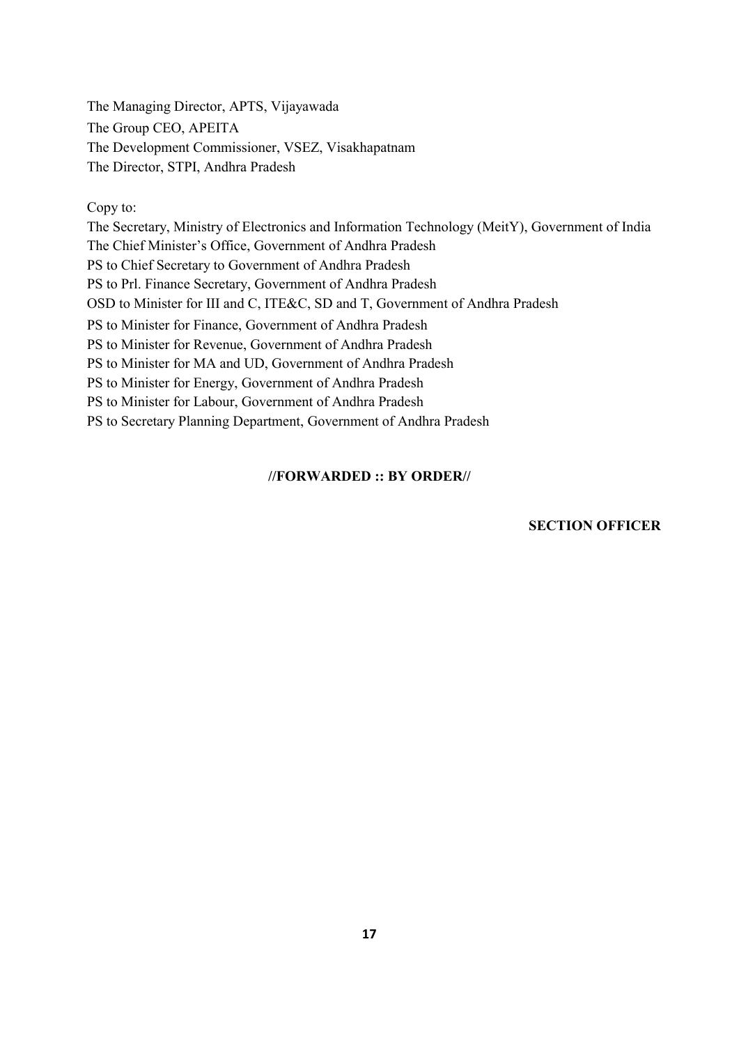The Managing Director, APTS, Vijayawada
The Group CEO, APEITA
The Development Commissioner, VSEZ, Visakhapatnam
The Director, STPI, Andhra Pradesh

Copy to:
The Secretary, Ministry of Electronics and Information Technology (MeitY), Government of India
The Chief Minister's Office, Government of Andhra Pradesh
PS to Chief Secretary to Government of Andhra Pradesh
PS to Prl. Finance Secretary, Government of Andhra Pradesh
OSD to Minister for III and C, ITE&C, SD and T, Government of Andhra Pradesh
PS to Minister for Finance, Government of Andhra Pradesh
PS to Minister for Revenue, Government of Andhra Pradesh
PS to Minister for MA and UD, Government of Andhra Pradesh
PS to Minister for Energy, Government of Andhra Pradesh
PS to Minister for Labour, Government of Andhra Pradesh
PS to Secretary Planning Department, Government of Andhra Pradesh

**//FORWARDED :: BY ORDER//**

**SECTION OFFICER**